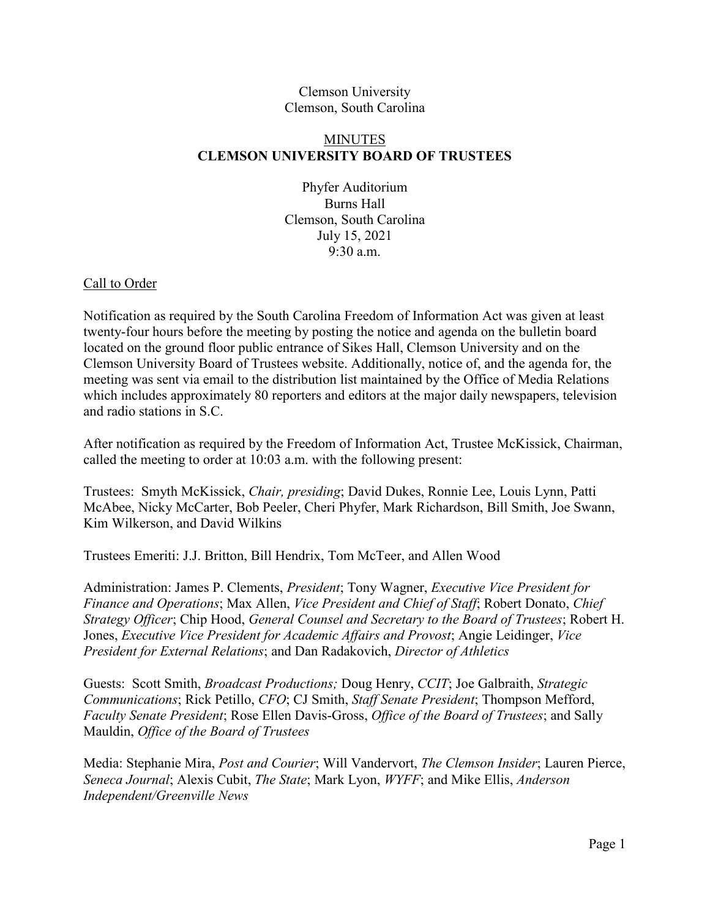Clemson University
Clemson, South Carolina

MINUTES

# CLEMSON UNIVERSITY BOARD OF TRUSTEES

Phyfer Auditorium
Burns Hall
Clemson, South Carolina
July 15, 2021
9:30 a.m.

## Call to Order

Notification as required by the South Carolina Freedom of Information Act was given at least twenty-four hours before the meeting by posting the notice and agenda on the bulletin board located on the ground floor public entrance of Sikes Hall, Clemson University and on the Clemson University Board of Trustees website. Additionally, notice of, and the agenda for, the meeting was sent via email to the distribution list maintained by the Office of Media Relations which includes approximately 80 reporters and editors at the major daily newspapers, television and radio stations in S.C.

After notification as required by the Freedom of Information Act, Trustee McKissick, Chairman, called the meeting to order at 10:03 a.m. with the following present:

Trustees: Smyth McKissick, *Chair, presiding*; David Dukes, Ronnie Lee, Louis Lynn, Patti McAbee, Nicky McCarter, Bob Peeler, Cheri Phyfer, Mark Richardson, Bill Smith, Joe Swann, Kim Wilkerson, and David Wilkins

Trustees Emeriti: J.J. Britton, Bill Hendrix, Tom McTeer, and Allen Wood

Administration: James P. Clements, *President*; Tony Wagner, *Executive Vice President for Finance and Operations*; Max Allen, *Vice President and Chief of Staff*; Robert Donato, *Chief Strategy Officer*; Chip Hood, *General Counsel and Secretary to the Board of Trustees*; Robert H. Jones, *Executive Vice President for Academic Affairs and Provost*; Angie Leidinger, *Vice President for External Relations*; and Dan Radakovich, *Director of Athletics*

Guests: Scott Smith, *Broadcast Productions;* Doug Henry, *CCIT*; Joe Galbraith, *Strategic Communications*; Rick Petillo, *CFO*; CJ Smith, *Staff Senate President*; Thompson Mefford, *Faculty Senate President*; Rose Ellen Davis-Gross, *Office of the Board of Trustees*; and Sally Mauldin, *Office of the Board of Trustees*

Media: Stephanie Mira, *Post and Courier*; Will Vandervort, *The Clemson Insider*; Lauren Pierce, *Seneca Journal*; Alexis Cubit, *The State*; Mark Lyon, *WYFF*; and Mike Ellis, *Anderson Independent/Greenville News*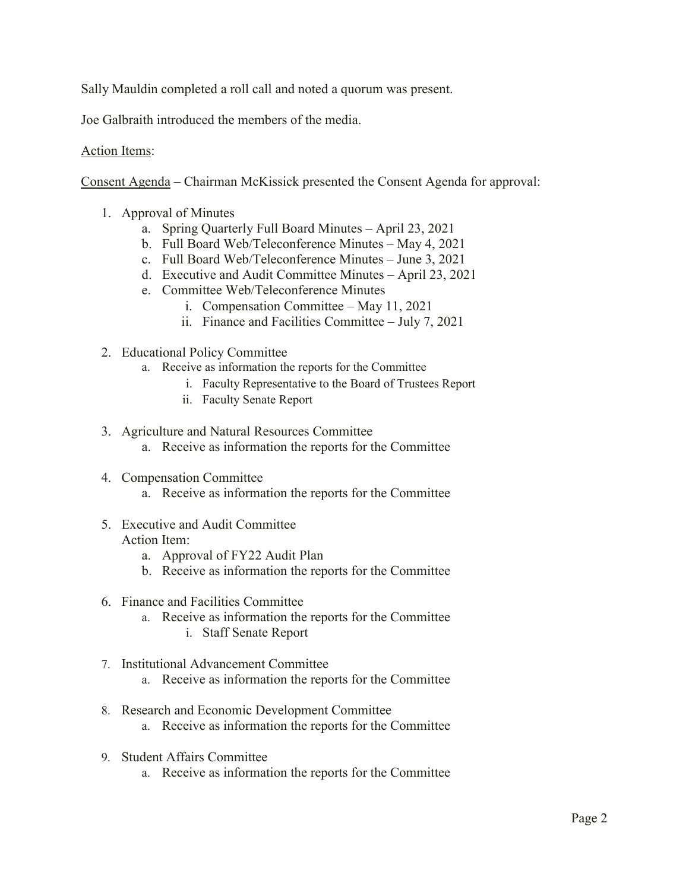Sally Mauldin completed a roll call and noted a quorum was present.

Joe Galbraith introduced the members of the media.

Action Items:

Consent Agenda – Chairman McKissick presented the Consent Agenda for approval:

1. Approval of Minutes
   a. Spring Quarterly Full Board Minutes – April 23, 2021
   b. Full Board Web/Teleconference Minutes – May 4, 2021
   c. Full Board Web/Teleconference Minutes – June 3, 2021
   d. Executive and Audit Committee Minutes – April 23, 2021
   e. Committee Web/Teleconference Minutes
      i. Compensation Committee – May 11, 2021
      ii. Finance and Facilities Committee – July 7, 2021

2. Educational Policy Committee
   a. Receive as information the reports for the Committee
      i. Faculty Representative to the Board of Trustees Report
      ii. Faculty Senate Report

3. Agriculture and Natural Resources Committee
   a. Receive as information the reports for the Committee

4. Compensation Committee
   a. Receive as information the reports for the Committee

5. Executive and Audit Committee
   Action Item:
   a. Approval of FY22 Audit Plan
   b. Receive as information the reports for the Committee

6. Finance and Facilities Committee
   a. Receive as information the reports for the Committee
      i. Staff Senate Report

7. Institutional Advancement Committee
   a. Receive as information the reports for the Committee

8. Research and Economic Development Committee
   a. Receive as information the reports for the Committee

9. Student Affairs Committee
   a. Receive as information the reports for the Committee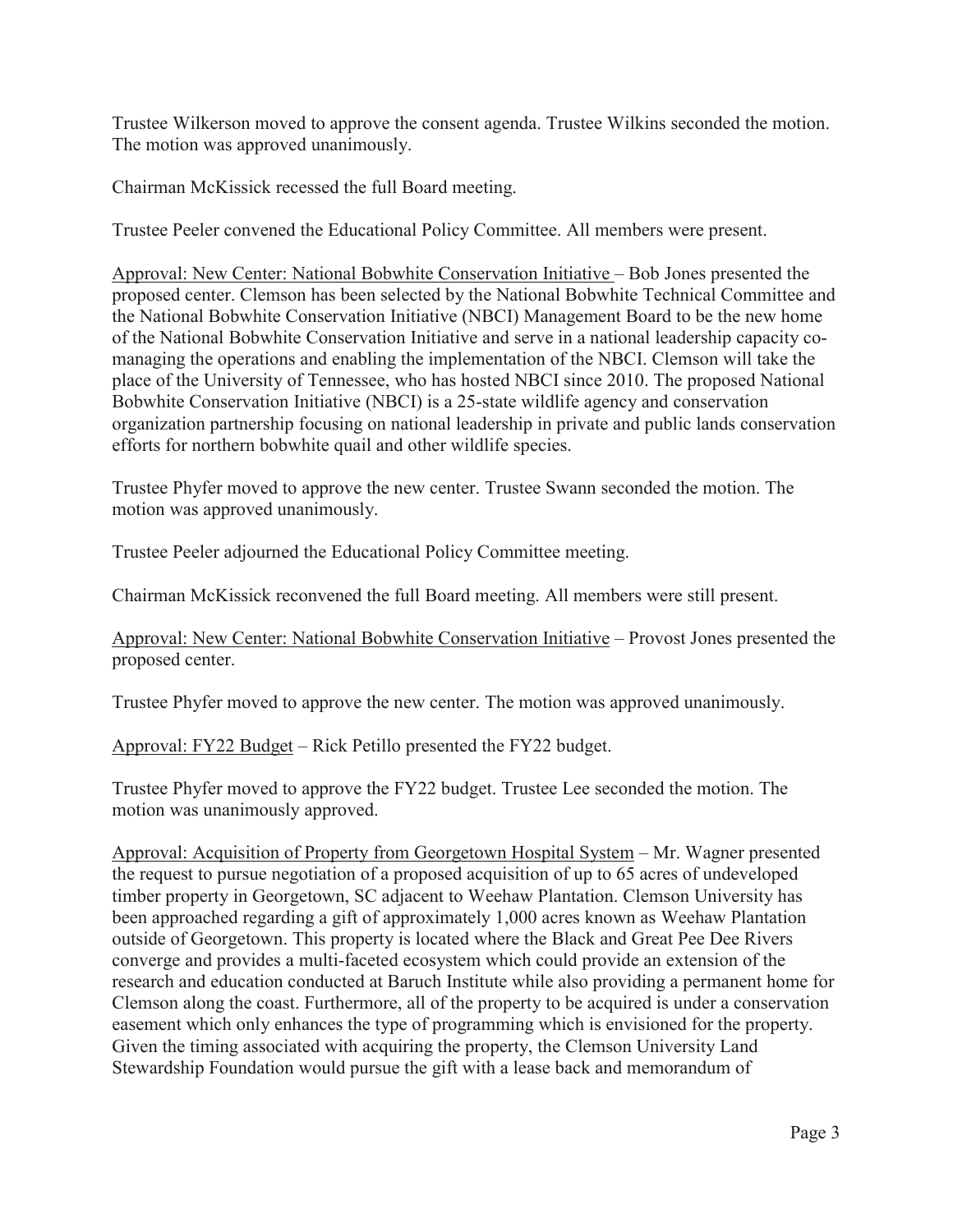Trustee Wilkerson moved to approve the consent agenda. Trustee Wilkins seconded the motion. The motion was approved unanimously.

Chairman McKissick recessed the full Board meeting.

Trustee Peeler convened the Educational Policy Committee. All members were present.

Approval: New Center: National Bobwhite Conservation Initiative – Bob Jones presented the proposed center. Clemson has been selected by the National Bobwhite Technical Committee and the National Bobwhite Conservation Initiative (NBCI) Management Board to be the new home of the National Bobwhite Conservation Initiative and serve in a national leadership capacity co-managing the operations and enabling the implementation of the NBCI. Clemson will take the place of the University of Tennessee, who has hosted NBCI since 2010. The proposed National Bobwhite Conservation Initiative (NBCI) is a 25-state wildlife agency and conservation organization partnership focusing on national leadership in private and public lands conservation efforts for northern bobwhite quail and other wildlife species.

Trustee Phyfer moved to approve the new center. Trustee Swann seconded the motion. The motion was approved unanimously.

Trustee Peeler adjourned the Educational Policy Committee meeting.

Chairman McKissick reconvened the full Board meeting. All members were still present.

Approval: New Center: National Bobwhite Conservation Initiative – Provost Jones presented the proposed center.

Trustee Phyfer moved to approve the new center. The motion was approved unanimously.

Approval: FY22 Budget – Rick Petillo presented the FY22 budget.

Trustee Phyfer moved to approve the FY22 budget. Trustee Lee seconded the motion. The motion was unanimously approved.

Approval: Acquisition of Property from Georgetown Hospital System – Mr. Wagner presented the request to pursue negotiation of a proposed acquisition of up to 65 acres of undeveloped timber property in Georgetown, SC adjacent to Weehaw Plantation. Clemson University has been approached regarding a gift of approximately 1,000 acres known as Weehaw Plantation outside of Georgetown. This property is located where the Black and Great Pee Dee Rivers converge and provides a multi-faceted ecosystem which could provide an extension of the research and education conducted at Baruch Institute while also providing a permanent home for Clemson along the coast. Furthermore, all of the property to be acquired is under a conservation easement which only enhances the type of programming which is envisioned for the property. Given the timing associated with acquiring the property, the Clemson University Land Stewardship Foundation would pursue the gift with a lease back and memorandum of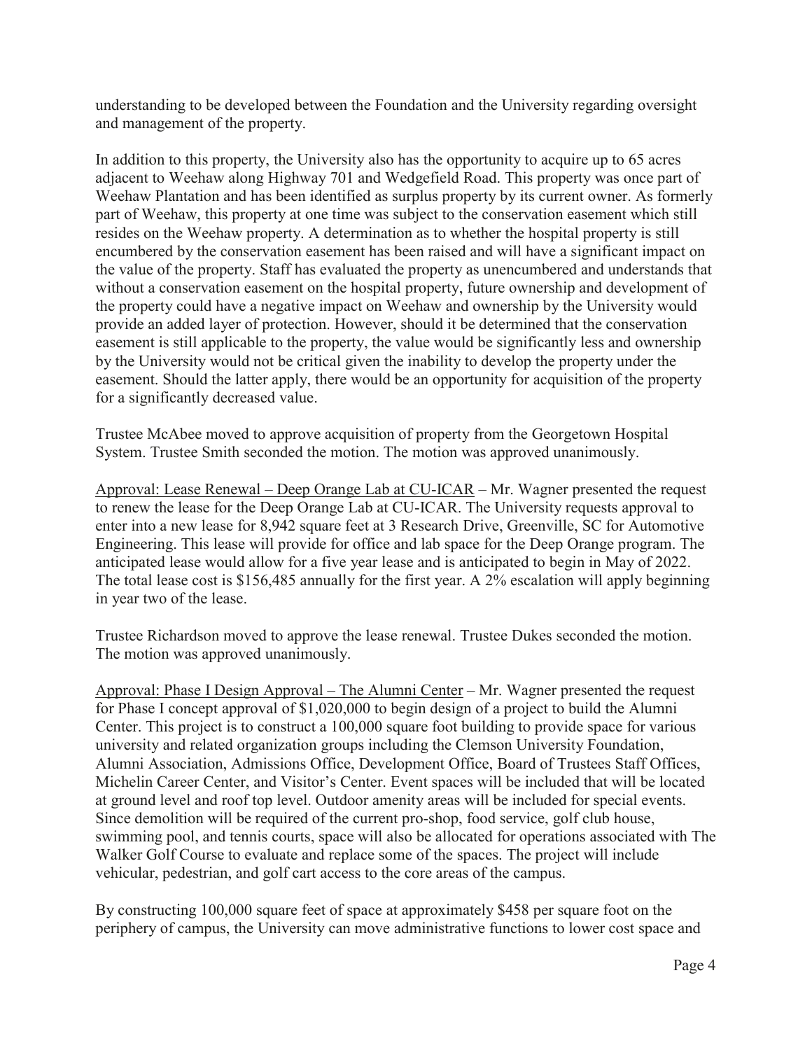understanding to be developed between the Foundation and the University regarding oversight and management of the property.

In addition to this property, the University also has the opportunity to acquire up to 65 acres adjacent to Weehaw along Highway 701 and Wedgefield Road. This property was once part of Weehaw Plantation and has been identified as surplus property by its current owner. As formerly part of Weehaw, this property at one time was subject to the conservation easement which still resides on the Weehaw property. A determination as to whether the hospital property is still encumbered by the conservation easement has been raised and will have a significant impact on the value of the property. Staff has evaluated the property as unencumbered and understands that without a conservation easement on the hospital property, future ownership and development of the property could have a negative impact on Weehaw and ownership by the University would provide an added layer of protection. However, should it be determined that the conservation easement is still applicable to the property, the value would be significantly less and ownership by the University would not be critical given the inability to develop the property under the easement. Should the latter apply, there would be an opportunity for acquisition of the property for a significantly decreased value.

Trustee McAbee moved to approve acquisition of property from the Georgetown Hospital System. Trustee Smith seconded the motion. The motion was approved unanimously.

<u>Approval: Lease Renewal – Deep Orange Lab at CU-ICAR</u> – Mr. Wagner presented the request to renew the lease for the Deep Orange Lab at CU-ICAR. The University requests approval to enter into a new lease for 8,942 square feet at 3 Research Drive, Greenville, SC for Automotive Engineering. This lease will provide for office and lab space for the Deep Orange program. The anticipated lease would allow for a five year lease and is anticipated to begin in May of 2022. The total lease cost is $156,485 annually for the first year. A 2% escalation will apply beginning in year two of the lease.

Trustee Richardson moved to approve the lease renewal. Trustee Dukes seconded the motion. The motion was approved unanimously.

<u>Approval: Phase I Design Approval – The Alumni Center</u> – Mr. Wagner presented the request for Phase I concept approval of $1,020,000 to begin design of a project to build the Alumni Center. This project is to construct a 100,000 square foot building to provide space for various university and related organization groups including the Clemson University Foundation, Alumni Association, Admissions Office, Development Office, Board of Trustees Staff Offices, Michelin Career Center, and Visitor's Center. Event spaces will be included that will be located at ground level and roof top level. Outdoor amenity areas will be included for special events. Since demolition will be required of the current pro-shop, food service, golf club house, swimming pool, and tennis courts, space will also be allocated for operations associated with The Walker Golf Course to evaluate and replace some of the spaces. The project will include vehicular, pedestrian, and golf cart access to the core areas of the campus.

By constructing 100,000 square feet of space at approximately $458 per square foot on the periphery of campus, the University can move administrative functions to lower cost space and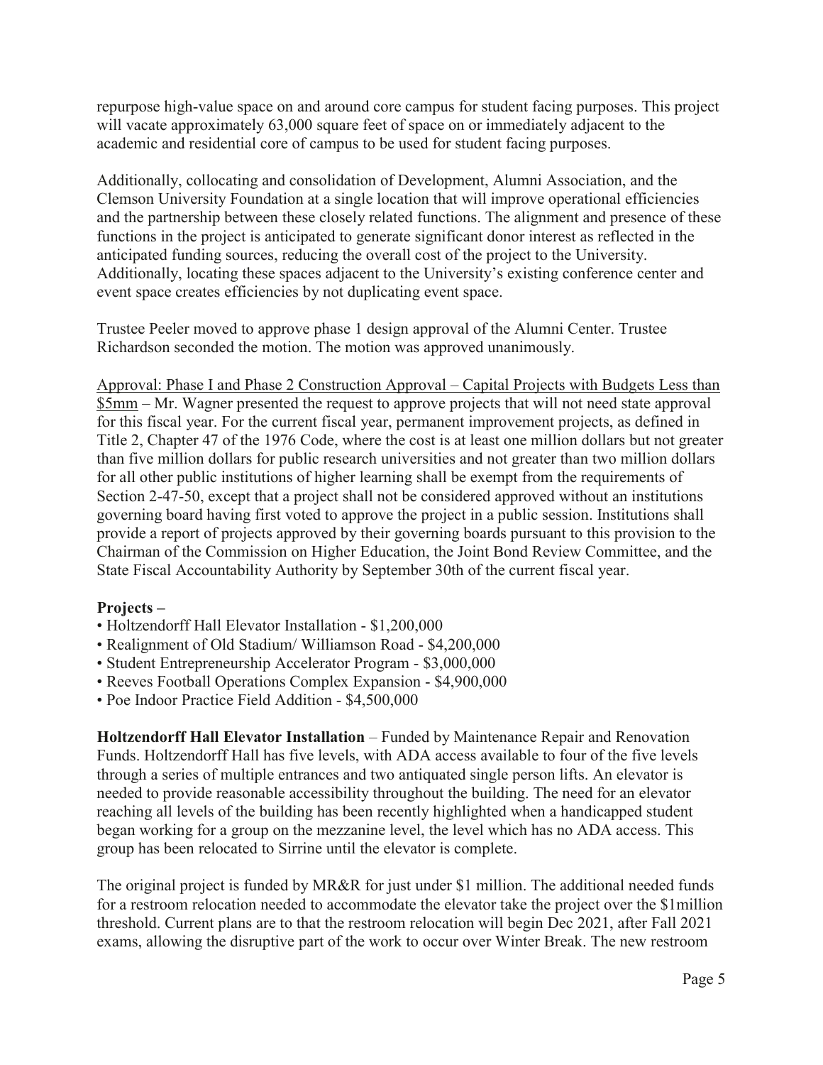repurpose high-value space on and around core campus for student facing purposes. This project will vacate approximately 63,000 square feet of space on or immediately adjacent to the academic and residential core of campus to be used for student facing purposes.

Additionally, collocating and consolidation of Development, Alumni Association, and the Clemson University Foundation at a single location that will improve operational efficiencies and the partnership between these closely related functions. The alignment and presence of these functions in the project is anticipated to generate significant donor interest as reflected in the anticipated funding sources, reducing the overall cost of the project to the University. Additionally, locating these spaces adjacent to the University's existing conference center and event space creates efficiencies by not duplicating event space.

Trustee Peeler moved to approve phase 1 design approval of the Alumni Center. Trustee Richardson seconded the motion. The motion was approved unanimously.

<u>Approval: Phase I and Phase 2 Construction Approval – Capital Projects with Budgets Less than $5mm</u> – Mr. Wagner presented the request to approve projects that will not need state approval for this fiscal year. For the current fiscal year, permanent improvement projects, as defined in Title 2, Chapter 47 of the 1976 Code, where the cost is at least one million dollars but not greater than five million dollars for public research universities and not greater than two million dollars for all other public institutions of higher learning shall be exempt from the requirements of Section 2-47-50, except that a project shall not be considered approved without an institutions governing board having first voted to approve the project in a public session. Institutions shall provide a report of projects approved by their governing boards pursuant to this provision to the Chairman of the Commission on Higher Education, the Joint Bond Review Committee, and the State Fiscal Accountability Authority by September 30th of the current fiscal year.

**Projects –**

- Holtzendorff Hall Elevator Installation - $1,200,000
- Realignment of Old Stadium/ Williamson Road - $4,200,000
- Student Entrepreneurship Accelerator Program - $3,000,000
- Reeves Football Operations Complex Expansion - $4,900,000
- Poe Indoor Practice Field Addition - $4,500,000

**Holtzendorff Hall Elevator Installation** – Funded by Maintenance Repair and Renovation Funds. Holtzendorff Hall has five levels, with ADA access available to four of the five levels through a series of multiple entrances and two antiquated single person lifts. An elevator is needed to provide reasonable accessibility throughout the building. The need for an elevator reaching all levels of the building has been recently highlighted when a handicapped student began working for a group on the mezzanine level, the level which has no ADA access. This group has been relocated to Sirrine until the elevator is complete.

The original project is funded by MR&R for just under $1 million. The additional needed funds for a restroom relocation needed to accommodate the elevator take the project over the $1million threshold. Current plans are to that the restroom relocation will begin Dec 2021, after Fall 2021 exams, allowing the disruptive part of the work to occur over Winter Break. The new restroom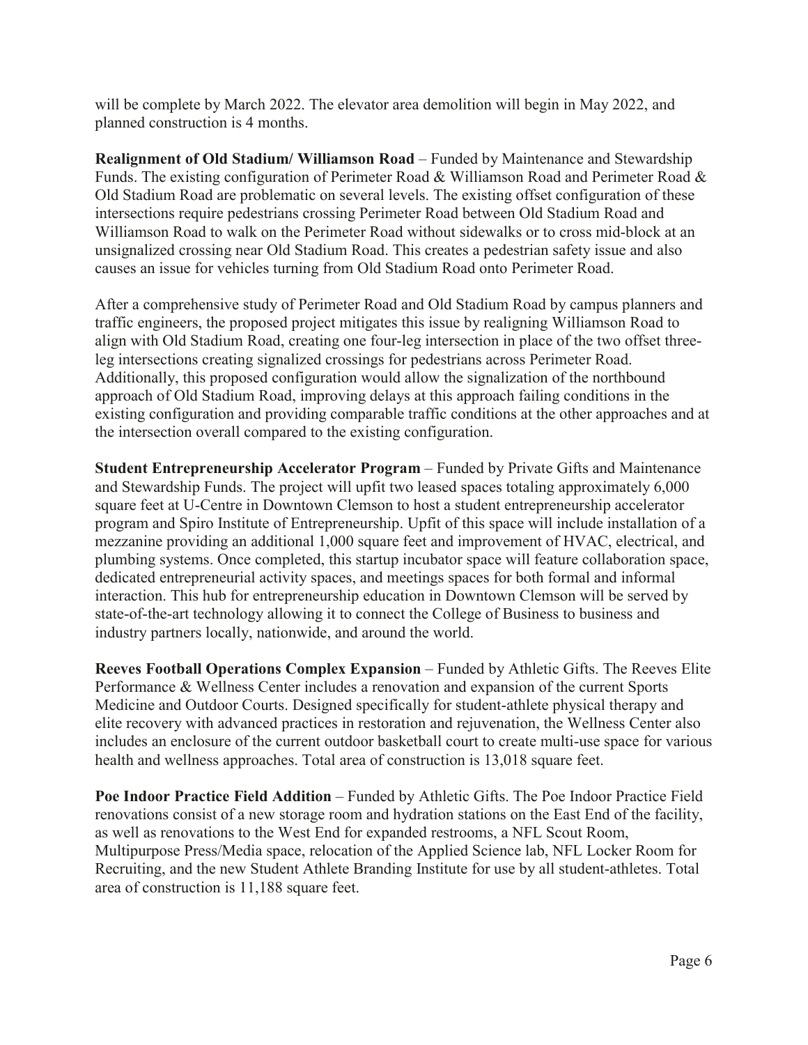will be complete by March 2022. The elevator area demolition will begin in May 2022, and planned construction is 4 months.

**Realignment of Old Stadium/ Williamson Road** – Funded by Maintenance and Stewardship Funds. The existing configuration of Perimeter Road & Williamson Road and Perimeter Road & Old Stadium Road are problematic on several levels. The existing offset configuration of these intersections require pedestrians crossing Perimeter Road between Old Stadium Road and Williamson Road to walk on the Perimeter Road without sidewalks or to cross mid-block at an unsignalized crossing near Old Stadium Road. This creates a pedestrian safety issue and also causes an issue for vehicles turning from Old Stadium Road onto Perimeter Road.

After a comprehensive study of Perimeter Road and Old Stadium Road by campus planners and traffic engineers, the proposed project mitigates this issue by realigning Williamson Road to align with Old Stadium Road, creating one four-leg intersection in place of the two offset three-leg intersections creating signalized crossings for pedestrians across Perimeter Road. Additionally, this proposed configuration would allow the signalization of the northbound approach of Old Stadium Road, improving delays at this approach failing conditions in the existing configuration and providing comparable traffic conditions at the other approaches and at the intersection overall compared to the existing configuration.

**Student Entrepreneurship Accelerator Program** – Funded by Private Gifts and Maintenance and Stewardship Funds. The project will upfit two leased spaces totaling approximately 6,000 square feet at U-Centre in Downtown Clemson to host a student entrepreneurship accelerator program and Spiro Institute of Entrepreneurship. Upfit of this space will include installation of a mezzanine providing an additional 1,000 square feet and improvement of HVAC, electrical, and plumbing systems. Once completed, this startup incubator space will feature collaboration space, dedicated entrepreneurial activity spaces, and meetings spaces for both formal and informal interaction. This hub for entrepreneurship education in Downtown Clemson will be served by state-of-the-art technology allowing it to connect the College of Business to business and industry partners locally, nationwide, and around the world.

**Reeves Football Operations Complex Expansion** – Funded by Athletic Gifts. The Reeves Elite Performance & Wellness Center includes a renovation and expansion of the current Sports Medicine and Outdoor Courts. Designed specifically for student-athlete physical therapy and elite recovery with advanced practices in restoration and rejuvenation, the Wellness Center also includes an enclosure of the current outdoor basketball court to create multi-use space for various health and wellness approaches. Total area of construction is 13,018 square feet.

**Poe Indoor Practice Field Addition** – Funded by Athletic Gifts. The Poe Indoor Practice Field renovations consist of a new storage room and hydration stations on the East End of the facility, as well as renovations to the West End for expanded restrooms, a NFL Scout Room, Multipurpose Press/Media space, relocation of the Applied Science lab, NFL Locker Room for Recruiting, and the new Student Athlete Branding Institute for use by all student-athletes. Total area of construction is 11,188 square feet.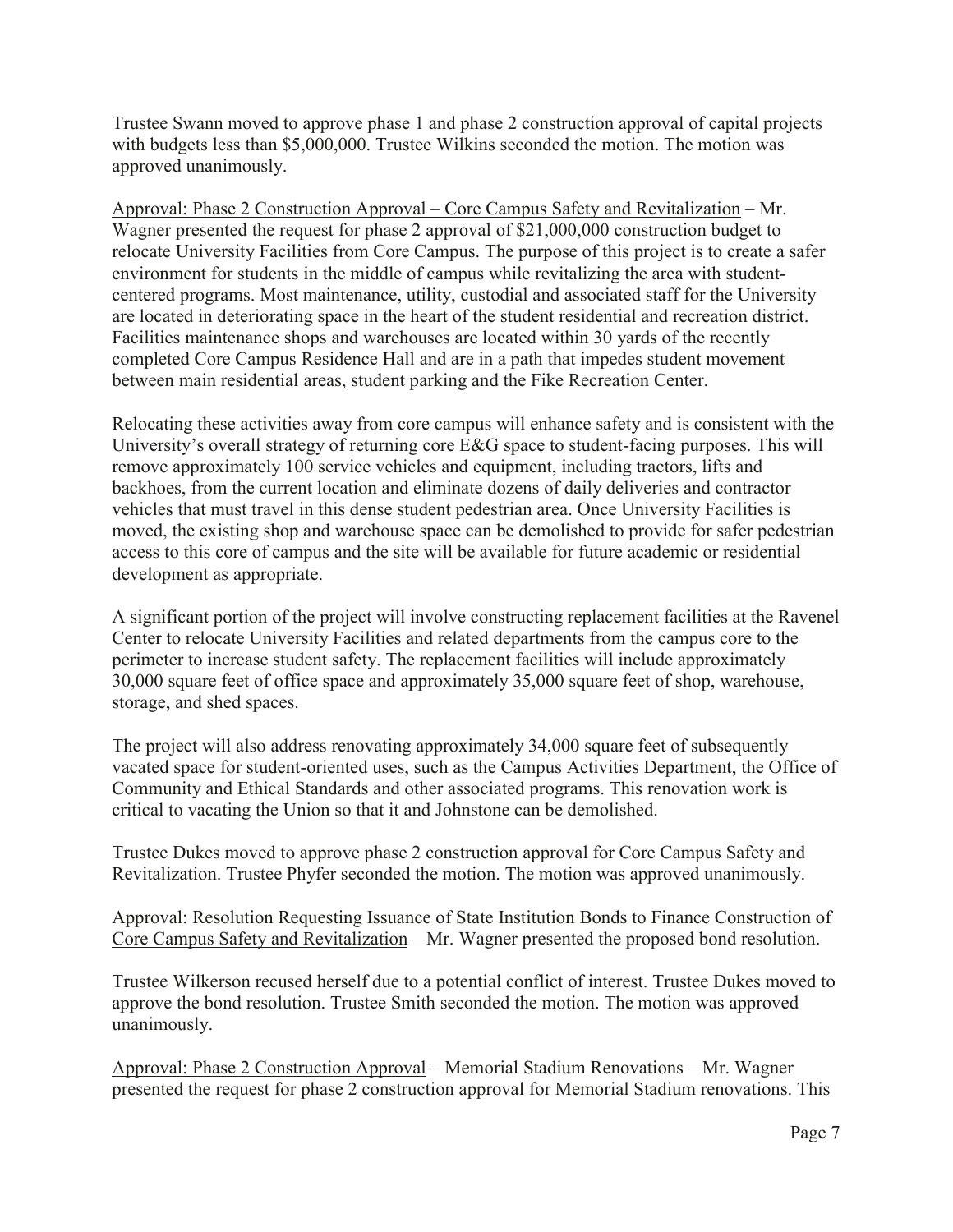Trustee Swann moved to approve phase 1 and phase 2 construction approval of capital projects with budgets less than $5,000,000. Trustee Wilkins seconded the motion. The motion was approved unanimously.

<u>Approval: Phase 2 Construction Approval – Core Campus Safety and Revitalization</u> – Mr. Wagner presented the request for phase 2 approval of $21,000,000 construction budget to relocate University Facilities from Core Campus. The purpose of this project is to create a safer environment for students in the middle of campus while revitalizing the area with student-centered programs. Most maintenance, utility, custodial and associated staff for the University are located in deteriorating space in the heart of the student residential and recreation district. Facilities maintenance shops and warehouses are located within 30 yards of the recently completed Core Campus Residence Hall and are in a path that impedes student movement between main residential areas, student parking and the Fike Recreation Center.

Relocating these activities away from core campus will enhance safety and is consistent with the University's overall strategy of returning core E&G space to student-facing purposes. This will remove approximately 100 service vehicles and equipment, including tractors, lifts and backhoes, from the current location and eliminate dozens of daily deliveries and contractor vehicles that must travel in this dense student pedestrian area. Once University Facilities is moved, the existing shop and warehouse space can be demolished to provide for safer pedestrian access to this core of campus and the site will be available for future academic or residential development as appropriate.

A significant portion of the project will involve constructing replacement facilities at the Ravenel Center to relocate University Facilities and related departments from the campus core to the perimeter to increase student safety. The replacement facilities will include approximately 30,000 square feet of office space and approximately 35,000 square feet of shop, warehouse, storage, and shed spaces.

The project will also address renovating approximately 34,000 square feet of subsequently vacated space for student-oriented uses, such as the Campus Activities Department, the Office of Community and Ethical Standards and other associated programs. This renovation work is critical to vacating the Union so that it and Johnstone can be demolished.

Trustee Dukes moved to approve phase 2 construction approval for Core Campus Safety and Revitalization. Trustee Phyfer seconded the motion. The motion was approved unanimously.

<u>Approval: Resolution Requesting Issuance of State Institution Bonds to Finance Construction of Core Campus Safety and Revitalization</u> – Mr. Wagner presented the proposed bond resolution.

Trustee Wilkerson recused herself due to a potential conflict of interest. Trustee Dukes moved to approve the bond resolution. Trustee Smith seconded the motion. The motion was approved unanimously.

<u>Approval: Phase 2 Construction Approval</u> – Memorial Stadium Renovations – Mr. Wagner presented the request for phase 2 construction approval for Memorial Stadium renovations. This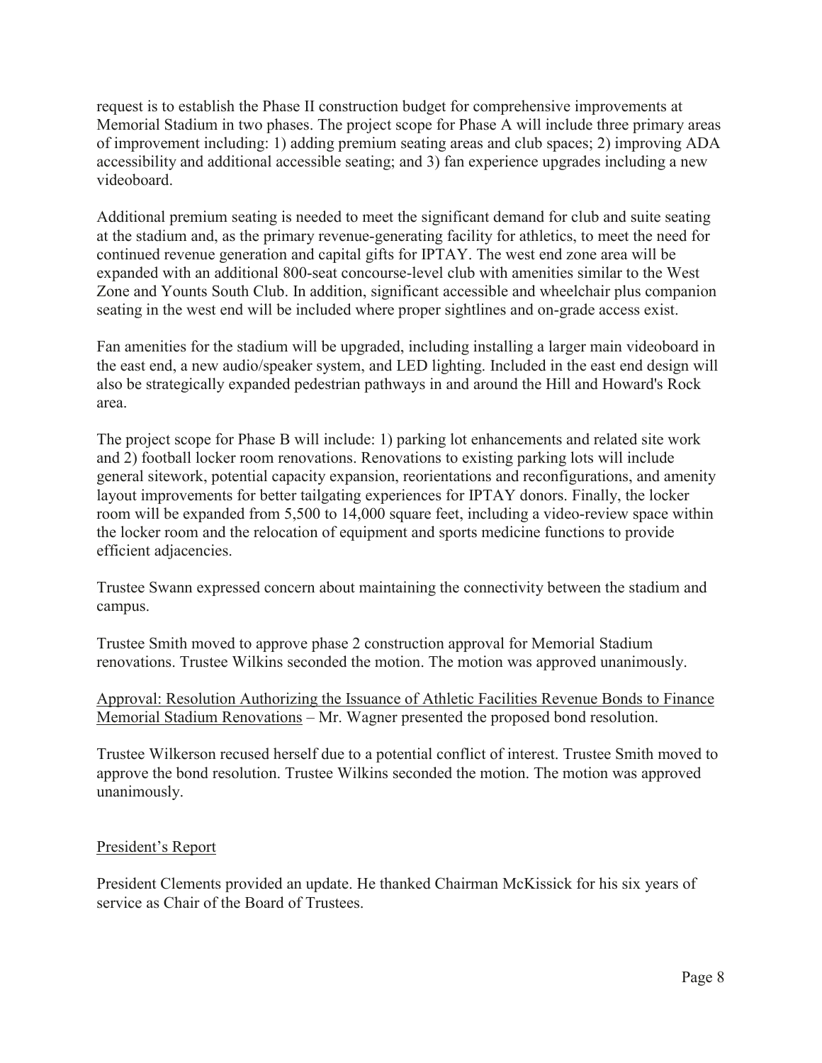request is to establish the Phase II construction budget for comprehensive improvements at Memorial Stadium in two phases. The project scope for Phase A will include three primary areas of improvement including: 1) adding premium seating areas and club spaces; 2) improving ADA accessibility and additional accessible seating; and 3) fan experience upgrades including a new videoboard.

Additional premium seating is needed to meet the significant demand for club and suite seating at the stadium and, as the primary revenue-generating facility for athletics, to meet the need for continued revenue generation and capital gifts for IPTAY. The west end zone area will be expanded with an additional 800-seat concourse-level club with amenities similar to the West Zone and Younts South Club. In addition, significant accessible and wheelchair plus companion seating in the west end will be included where proper sightlines and on-grade access exist.

Fan amenities for the stadium will be upgraded, including installing a larger main videoboard in the east end, a new audio/speaker system, and LED lighting. Included in the east end design will also be strategically expanded pedestrian pathways in and around the Hill and Howard's Rock area.

The project scope for Phase B will include: 1) parking lot enhancements and related site work and 2) football locker room renovations. Renovations to existing parking lots will include general sitework, potential capacity expansion, reorientations and reconfigurations, and amenity layout improvements for better tailgating experiences for IPTAY donors. Finally, the locker room will be expanded from 5,500 to 14,000 square feet, including a video-review space within the locker room and the relocation of equipment and sports medicine functions to provide efficient adjacencies.

Trustee Swann expressed concern about maintaining the connectivity between the stadium and campus.

Trustee Smith moved to approve phase 2 construction approval for Memorial Stadium renovations. Trustee Wilkins seconded the motion. The motion was approved unanimously.

<u>Approval: Resolution Authorizing the Issuance of Athletic Facilities Revenue Bonds to Finance Memorial Stadium Renovations</u> – Mr. Wagner presented the proposed bond resolution.

Trustee Wilkerson recused herself due to a potential conflict of interest. Trustee Smith moved to approve the bond resolution. Trustee Wilkins seconded the motion. The motion was approved unanimously.

<u>President's Report</u>

President Clements provided an update. He thanked Chairman McKissick for his six years of service as Chair of the Board of Trustees.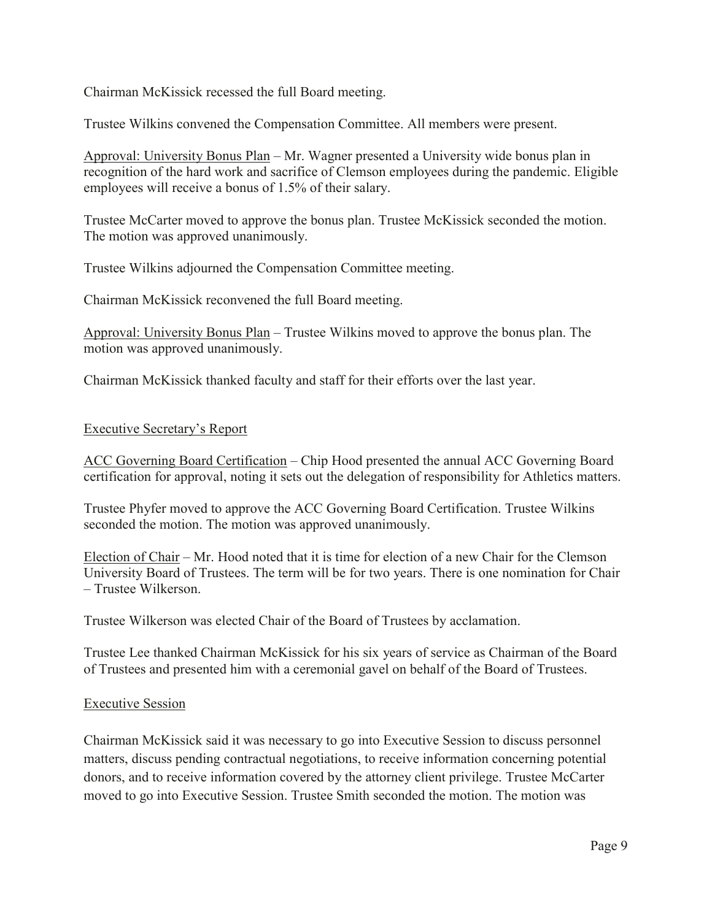Chairman McKissick recessed the full Board meeting.

Trustee Wilkins convened the Compensation Committee. All members were present.

<u>Approval: University Bonus Plan</u> – Mr. Wagner presented a University wide bonus plan in recognition of the hard work and sacrifice of Clemson employees during the pandemic. Eligible employees will receive a bonus of 1.5% of their salary.

Trustee McCarter moved to approve the bonus plan. Trustee McKissick seconded the motion. The motion was approved unanimously.

Trustee Wilkins adjourned the Compensation Committee meeting.

Chairman McKissick reconvened the full Board meeting.

<u>Approval: University Bonus Plan</u> – Trustee Wilkins moved to approve the bonus plan. The motion was approved unanimously.

Chairman McKissick thanked faculty and staff for their efforts over the last year.

## <u>Executive Secretary's Report</u>

<u>ACC Governing Board Certification</u> – Chip Hood presented the annual ACC Governing Board certification for approval, noting it sets out the delegation of responsibility for Athletics matters.

Trustee Phyfer moved to approve the ACC Governing Board Certification. Trustee Wilkins seconded the motion. The motion was approved unanimously.

<u>Election of Chair</u> – Mr. Hood noted that it is time for election of a new Chair for the Clemson University Board of Trustees. The term will be for two years. There is one nomination for Chair – Trustee Wilkerson.

Trustee Wilkerson was elected Chair of the Board of Trustees by acclamation.

Trustee Lee thanked Chairman McKissick for his six years of service as Chairman of the Board of Trustees and presented him with a ceremonial gavel on behalf of the Board of Trustees.

## <u>Executive Session</u>

Chairman McKissick said it was necessary to go into Executive Session to discuss personnel matters, discuss pending contractual negotiations, to receive information concerning potential donors, and to receive information covered by the attorney client privilege. Trustee McCarter moved to go into Executive Session. Trustee Smith seconded the motion. The motion was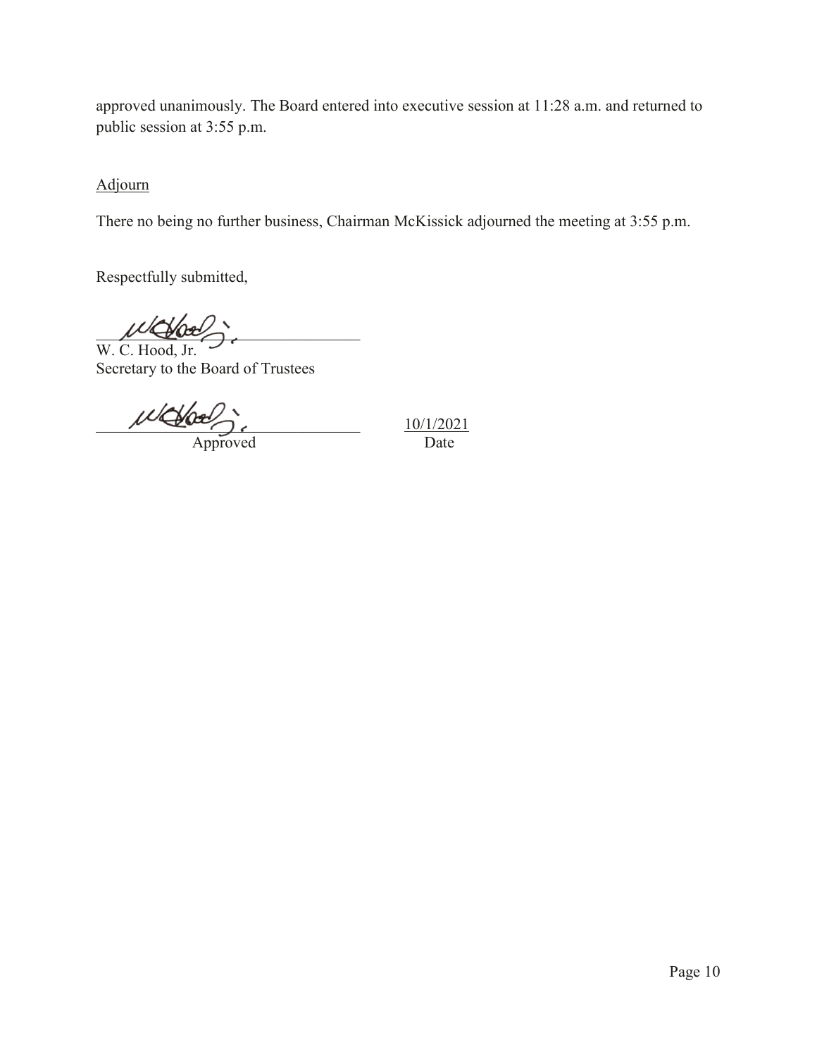approved unanimously. The Board entered into executive session at 11:28 a.m. and returned to public session at 3:55 p.m.

Adjourn

There no being no further business, Chairman McKissick adjourned the meeting at 3:55 p.m.

Respectfully submitted,

W. C. Hood, Jr.
Secretary to the Board of Trustees

Approved — Date: 10/1/2021